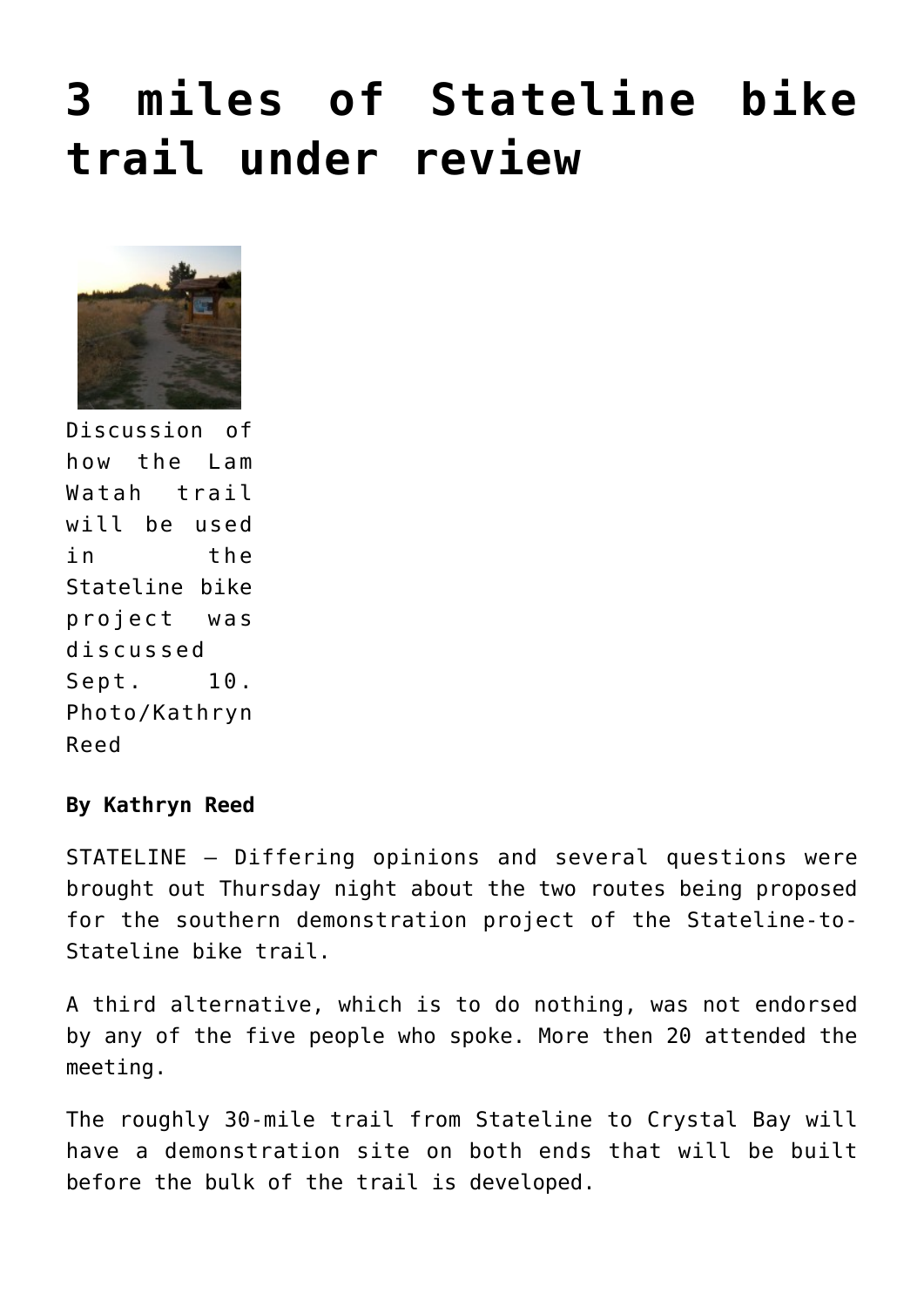# 3 miles of Stateline bike trail under review

Discussion of how the Lam Watah trail will be used in the Stateline bike project was discussed Sept. 10. Photo/Kathryn Reed

**By Kathryn Reed**

STATELINE – Differing opinions and several questions were brought out Thursday night about the two routes being proposed for the southern demonstration project of the Stateline-to-Stateline bike trail.

A third alternative, which is to do nothing, was not endorsed by any of the five people who spoke. More then 20 attended the meeting.

The roughly 30-mile trail from Stateline to Crystal Bay will have a demonstration site on both ends that will be built before the bulk of the trail is developed.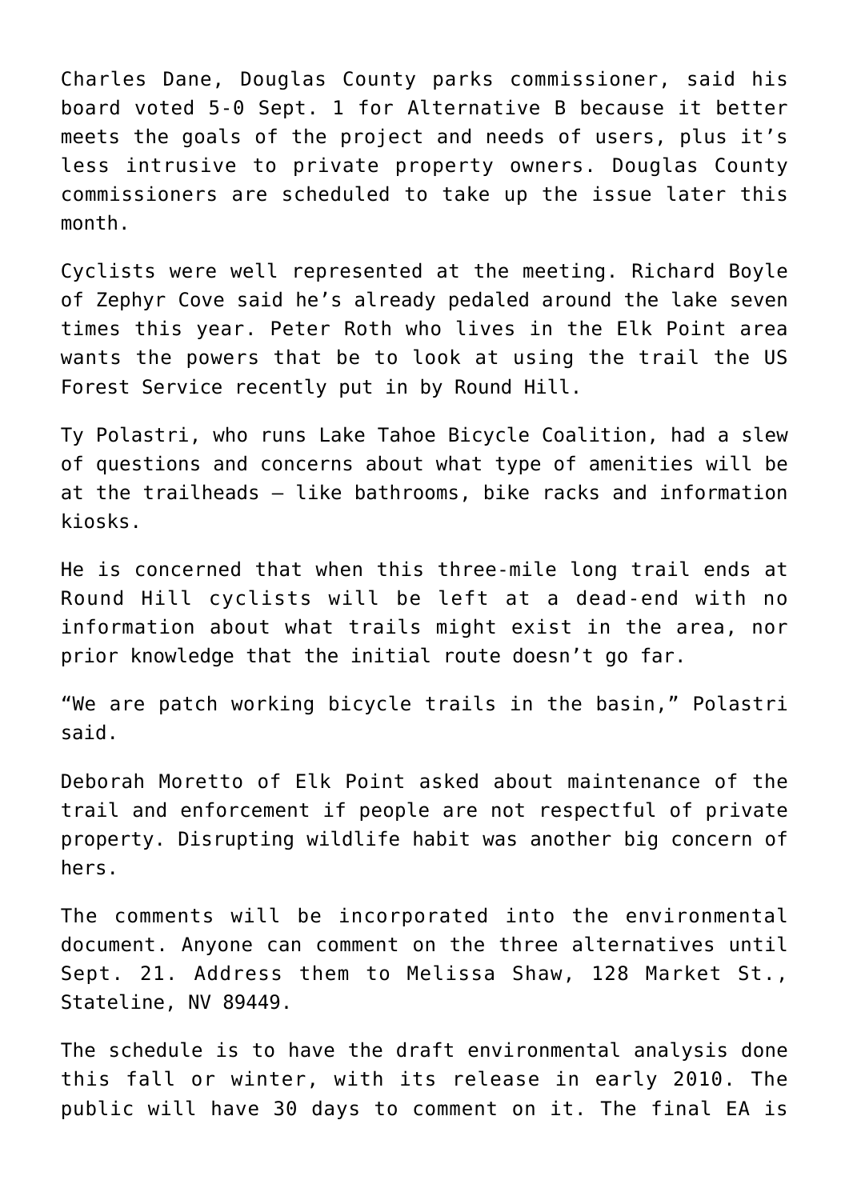Charles Dane, Douglas County parks commissioner, said his board voted 5-0 Sept. 1 for Alternative B because it better meets the goals of the project and needs of users, plus it's less intrusive to private property owners. Douglas County commissioners are scheduled to take up the issue later this month.

Cyclists were well represented at the meeting. Richard Boyle of Zephyr Cove said he's already pedaled around the lake seven times this year. Peter Roth who lives in the Elk Point area wants the powers that be to look at using the trail the US Forest Service recently put in by Round Hill.

Ty Polastri, who runs Lake Tahoe Bicycle Coalition, had a slew of questions and concerns about what type of amenities will be at the trailheads – like bathrooms, bike racks and information kiosks.

He is concerned that when this three-mile long trail ends at Round Hill cyclists will be left at a dead-end with no information about what trails might exist in the area, nor prior knowledge that the initial route doesn't go far.

"We are patch working bicycle trails in the basin," Polastri said.

Deborah Moretto of Elk Point asked about maintenance of the trail and enforcement if people are not respectful of private property. Disrupting wildlife habit was another big concern of hers.

The comments will be incorporated into the environmental document. Anyone can comment on the three alternatives until Sept. 21. Address them to Melissa Shaw, 128 Market St., Stateline, NV 89449.

The schedule is to have the draft environmental analysis done this fall or winter, with its release in early 2010. The public will have 30 days to comment on it. The final EA is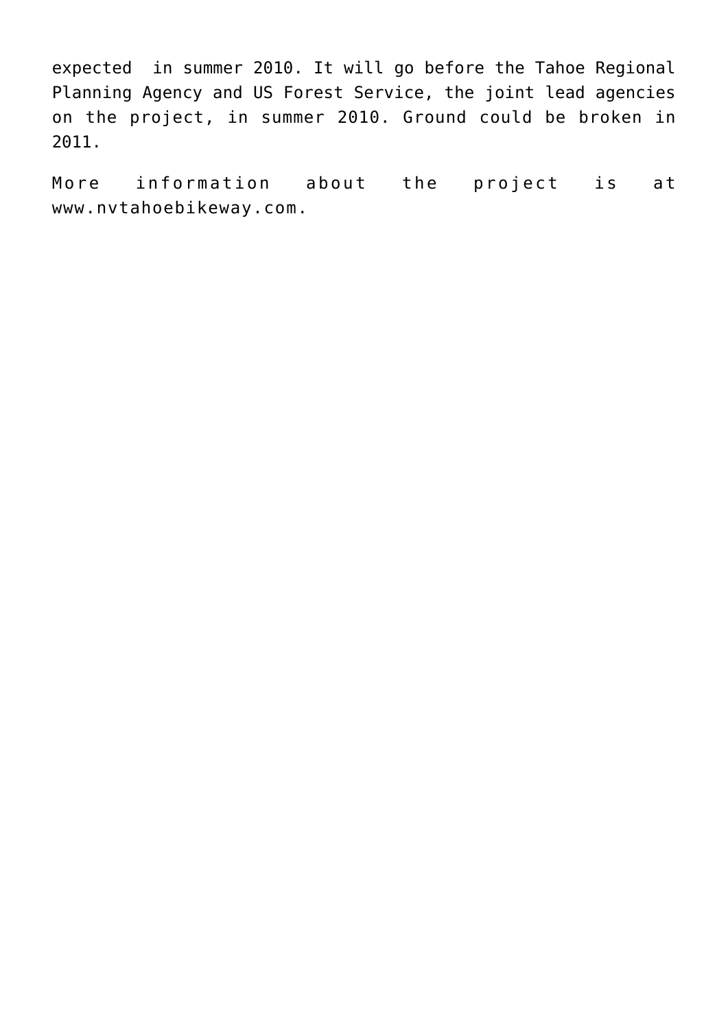expected in summer 2010. It will go before the Tahoe Regional Planning Agency and US Forest Service, the joint lead agencies on the project, in summer 2010. Ground could be broken in 2011.

More information about the project is at www.nvtahoebikeway.com.